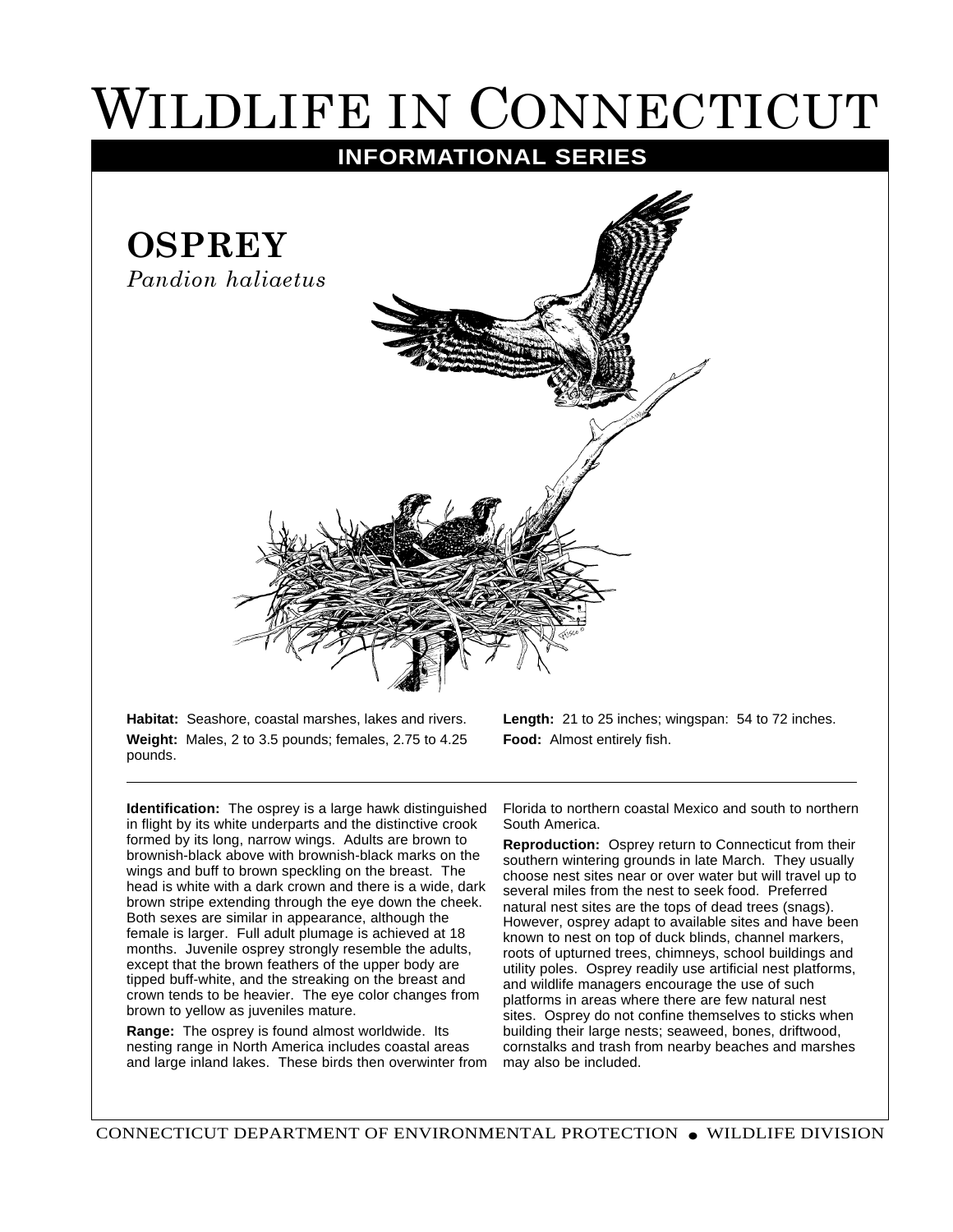# Wildlife in Connecticut

## INFORMATIONAL SERIES

## OSPREY

*Pandion haliaetus*

**Habitat:** Seashore, coastal marshes, lakes and rivers.

**Weight:** Males, 2 to 3.5 pounds; females, 2.75 to 4.25 pounds.

**Length:** 21 to 25 inches; wingspan: 54 to 72 inches.

**Food:** Almost entirely fish.

---

**Identification:** The osprey is a large hawk distinguished in flight by its white underparts and the distinctive crook formed by its long, narrow wings. Adults are brown to brownish-black above with brownish-black marks on the wings and buff to brown speckling on the breast. The head is white with a dark crown and there is a wide, dark brown stripe extending through the eye down the cheek. Both sexes are similar in appearance, although the female is larger. Full adult plumage is achieved at 18 months. Juvenile osprey strongly resemble the adults, except that the brown feathers of the upper body are tipped buff-white, and the streaking on the breast and crown tends to be heavier. The eye color changes from brown to yellow as juveniles mature.

**Range:** The osprey is found almost worldwide. Its nesting range in North America includes coastal areas and large inland lakes. These birds then overwinter from Florida to northern coastal Mexico and south to northern South America.

**Reproduction:** Osprey return to Connecticut from their southern wintering grounds in late March. They usually choose nest sites near or over water but will travel up to several miles from the nest to seek food. Preferred natural nest sites are the tops of dead trees (snags). However, osprey adapt to available sites and have been known to nest on top of duck blinds, channel markers, roots of upturned trees, chimneys, school buildings and utility poles. Osprey readily use artificial nest platforms, and wildlife managers encourage the use of such platforms in areas where there are few natural nest sites. Osprey do not confine themselves to sticks when building their large nests; seaweed, bones, driftwood, cornstalks and trash from nearby beaches and marshes may also be included.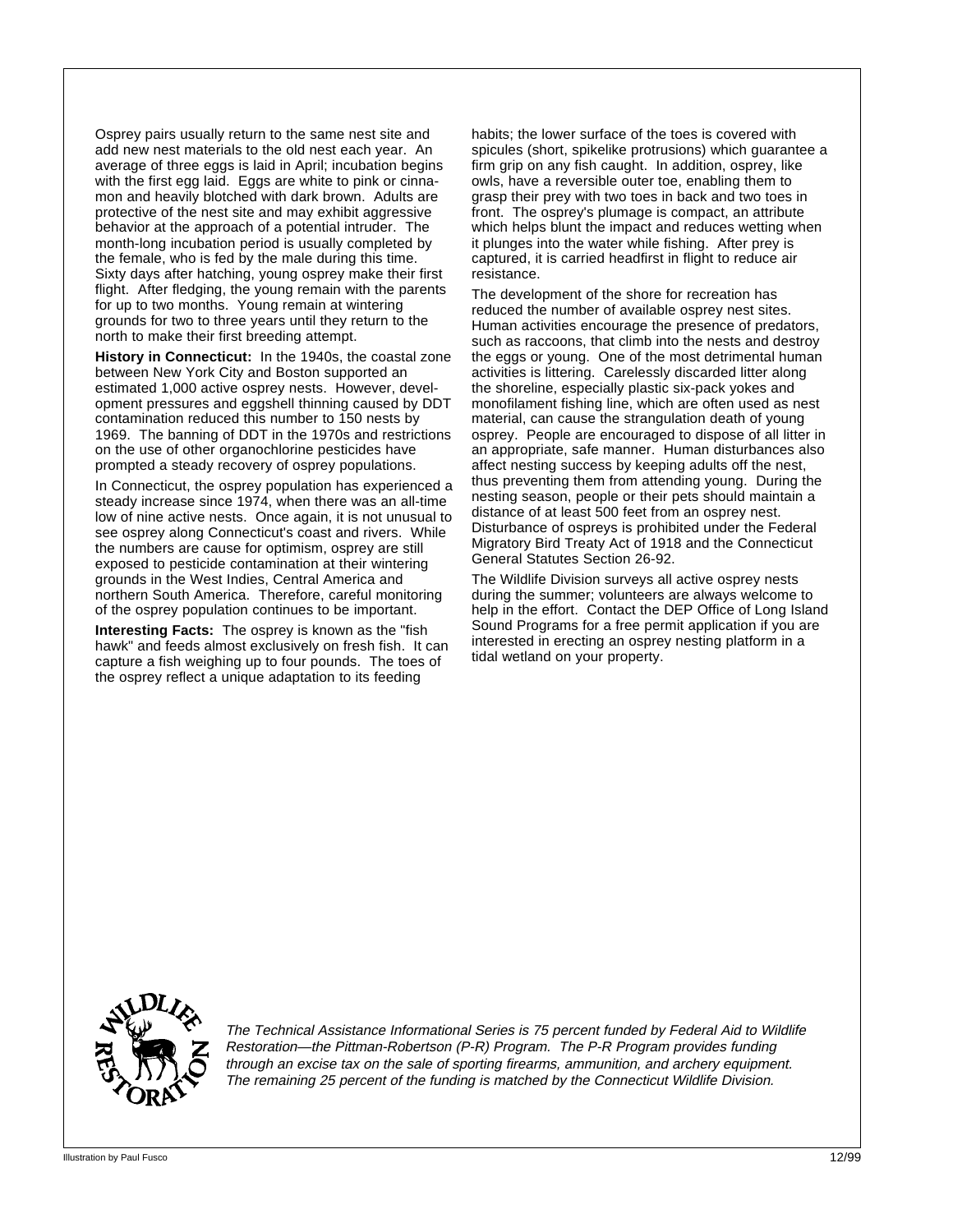Osprey pairs usually return to the same nest site and add new nest materials to the old nest each year. An average of three eggs is laid in April; incubation begins with the first egg laid. Eggs are white to pink or cinnamon and heavily blotched with dark brown. Adults are protective of the nest site and may exhibit aggressive behavior at the approach of a potential intruder. The month-long incubation period is usually completed by the female, who is fed by the male during this time. Sixty days after hatching, young osprey make their first flight. After fledging, the young remain with the parents for up to two months. Young remain at wintering grounds for two to three years until they return to the north to make their first breeding attempt.

**History in Connecticut:** In the 1940s, the coastal zone between New York City and Boston supported an estimated 1,000 active osprey nests. However, development pressures and eggshell thinning caused by DDT contamination reduced this number to 150 nests by 1969. The banning of DDT in the 1970s and restrictions on the use of other organochlorine pesticides have prompted a steady recovery of osprey populations.

In Connecticut, the osprey population has experienced a steady increase since 1974, when there was an all-time low of nine active nests. Once again, it is not unusual to see osprey along Connecticut's coast and rivers. While the numbers are cause for optimism, osprey are still exposed to pesticide contamination at their wintering grounds in the West Indies, Central America and northern South America. Therefore, careful monitoring of the osprey population continues to be important.

**Interesting Facts:** The osprey is known as the "fish hawk" and feeds almost exclusively on fresh fish. It can capture a fish weighing up to four pounds. The toes of the osprey reflect a unique adaptation to its feeding habits; the lower surface of the toes is covered with spicules (short, spikelike protrusions) which guarantee a firm grip on any fish caught. In addition, osprey, like owls, have a reversible outer toe, enabling them to grasp their prey with two toes in back and two toes in front. The osprey's plumage is compact, an attribute which helps blunt the impact and reduces wetting when it plunges into the water while fishing. After prey is captured, it is carried headfirst in flight to reduce air resistance.

The development of the shore for recreation has reduced the number of available osprey nest sites. Human activities encourage the presence of predators, such as raccoons, that climb into the nests and destroy the eggs or young. One of the most detrimental human activities is littering. Carelessly discarded litter along the shoreline, especially plastic six-pack yokes and monofilament fishing line, which are often used as nest material, can cause the strangulation death of young osprey. People are encouraged to dispose of all litter in an appropriate, safe manner. Human disturbances also affect nesting success by keeping adults off the nest, thus preventing them from attending young. During the nesting season, people or their pets should maintain a distance of at least 500 feet from an osprey nest. Disturbance of ospreys is prohibited under the Federal Migratory Bird Treaty Act of 1918 and the Connecticut General Statutes Section 26-92.

The Wildlife Division surveys all active osprey nests during the summer; volunteers are always welcome to help in the effort. Contact the DEP Office of Long Island Sound Programs for a free permit application if you are interested in erecting an osprey nesting platform in a tidal wetland on your property.

WILDLIFE RESTORATION

*The Technical Assistance Informational Series is 75 percent funded by Federal Aid to Wildlife Restoration—the Pittman-Robertson (P-R) Program. The P-R Program provides funding through an excise tax on the sale of sporting firearms, ammunition, and archery equipment. The remaining 25 percent of the funding is matched by the Connecticut Wildlife Division.*

Illustration by Paul Fusco

12/99